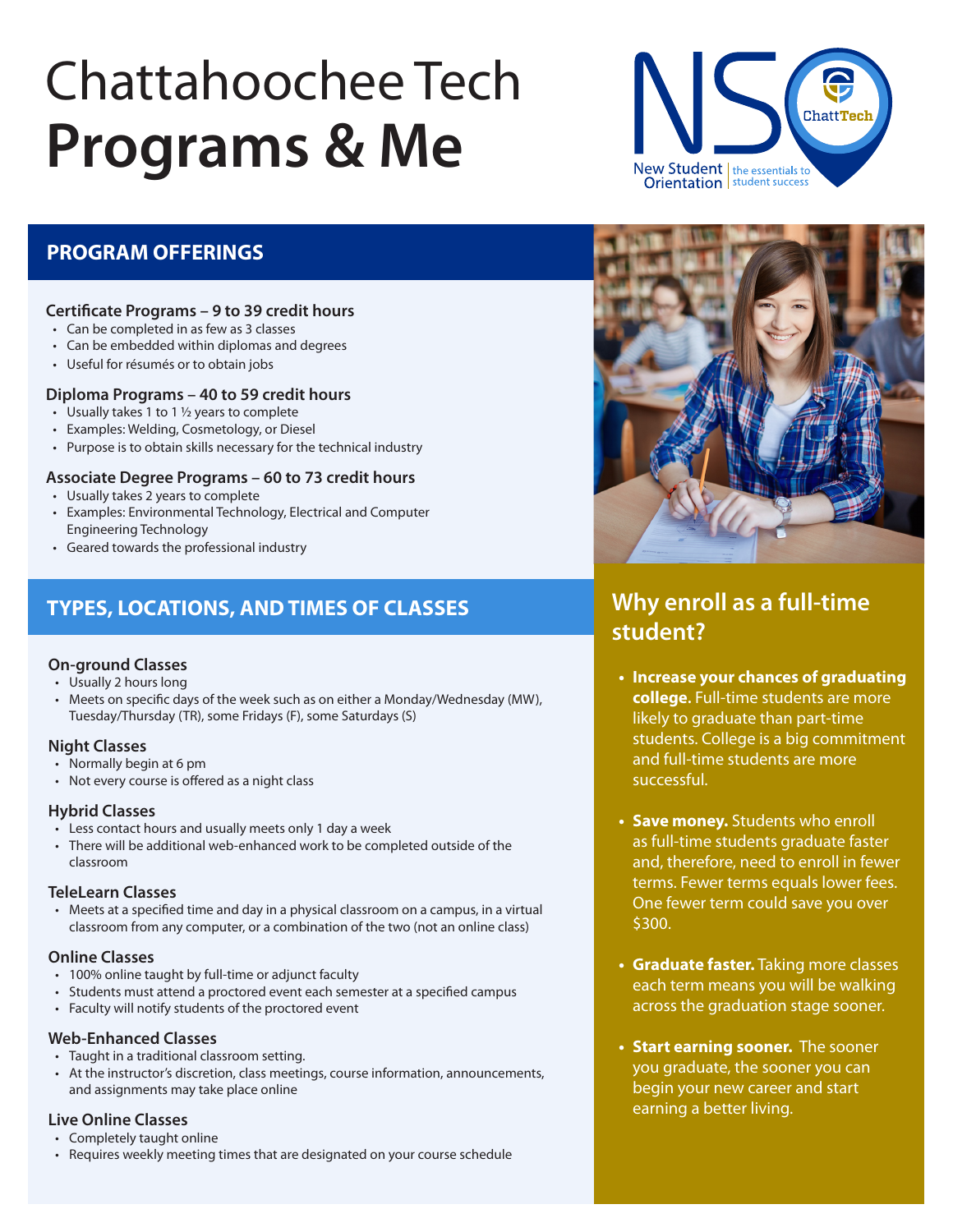# Chattahoochee Tech **Programs & Me**

NSO – New Student Orientation | the essentials to student success – ChattTech

## PROGRAM OFFERINGS

### Certificate Programs – 9 to 39 credit hours

- Can be completed in as few as 3 classes
- Can be embedded within diplomas and degrees
- Useful for résumés or to obtain jobs

### Diploma Programs – 40 to 59 credit hours

- Usually takes 1 to 1 ½ years to complete
- Examples: Welding, Cosmetology, or Diesel
- Purpose is to obtain skills necessary for the technical industry

### Associate Degree Programs – 60 to 73 credit hours

- Usually takes 2 years to complete
- Examples: Environmental Technology, Electrical and Computer Engineering Technology
- Geared towards the professional industry

## TYPES, LOCATIONS, AND TIMES OF CLASSES

### On-ground Classes

- Usually 2 hours long
- Meets on specific days of the week such as on either a Monday/Wednesday (MW), Tuesday/Thursday (TR), some Fridays (F), some Saturdays (S)

### Night Classes

- Normally begin at 6 pm
- Not every course is offered as a night class

### Hybrid Classes

- Less contact hours and usually meets only 1 day a week
- There will be additional web-enhanced work to be completed outside of the classroom

### TeleLearn Classes

- Meets at a specified time and day in a physical classroom on a campus, in a virtual classroom from any computer, or a combination of the two (not an online class)

### Online Classes

- 100% online taught by full-time or adjunct faculty
- Students must attend a proctored event each semester at a specified campus
- Faculty will notify students of the proctored event

### Web-Enhanced Classes

- Taught in a traditional classroom setting.
- At the instructor's discretion, class meetings, course information, announcements, and assignments may take place online

### Live Online Classes

- Completely taught online
- Requires weekly meeting times that are designated on your course schedule

## Why enroll as a full-time student?

- **Increase your chances of graduating college.** Full-time students are more likely to graduate than part-time students. College is a big commitment and full-time students are more successful.
- **Save money.** Students who enroll as full-time students graduate faster and, therefore, need to enroll in fewer terms. Fewer terms equals lower fees. One fewer term could save you over $300.
- **Graduate faster.** Taking more classes each term means you will be walking across the graduation stage sooner.
- **Start earning sooner.** The sooner you graduate, the sooner you can begin your new career and start earning a better living.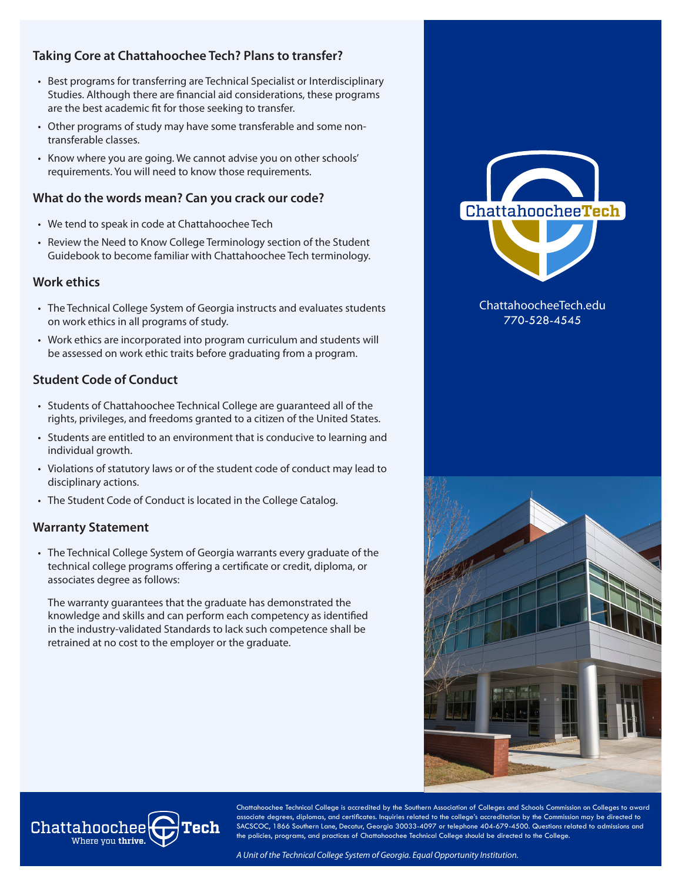## Taking Core at Chattahoochee Tech? Plans to transfer?

- Best programs for transferring are Technical Specialist or Interdisciplinary Studies. Although there are financial aid considerations, these programs are the best academic fit for those seeking to transfer.
- Other programs of study may have some transferable and some non-transferable classes.
- Know where you are going. We cannot advise you on other schools' requirements. You will need to know those requirements.

## What do the words mean? Can you crack our code?

- We tend to speak in code at Chattahoochee Tech
- Review the Need to Know College Terminology section of the Student Guidebook to become familiar with Chattahoochee Tech terminology.

## Work ethics

- The Technical College System of Georgia instructs and evaluates students on work ethics in all programs of study.
- Work ethics are incorporated into program curriculum and students will be assessed on work ethic traits before graduating from a program.

## Student Code of Conduct

- Students of Chattahoochee Technical College are guaranteed all of the rights, privileges, and freedoms granted to a citizen of the United States.
- Students are entitled to an environment that is conducive to learning and individual growth.
- Violations of statutory laws or of the student code of conduct may lead to disciplinary actions.
- The Student Code of Conduct is located in the College Catalog.

## Warranty Statement

- The Technical College System of Georgia warrants every graduate of the technical college programs offering a certificate or credit, diploma, or associates degree as follows:

  The warranty guarantees that the graduate has demonstrated the knowledge and skills and can perform each competency as identified in the industry-validated Standards to lack such competence shall be retrained at no cost to the employer or the graduate.

ChattahoocheeTech

ChattahoocheeTech.edu
770-528-4545

Chattahoochee Tech
Where you **thrive.**

Chattahoochee Technical College is accredited by the Southern Association of Colleges and Schools Commission on Colleges to award associate degrees, diplomas, and certificates. Inquiries related to the college's accreditation by the Commission may be directed to SACSCOC, 1866 Southern Lane, Decatur, Georgia 30033-4097 or telephone 404-679-4500. Questions related to admissions and the policies, programs, and practices of Chattahoochee Technical College should be directed to the College.

*A Unit of the Technical College System of Georgia. Equal Opportunity Institution.*